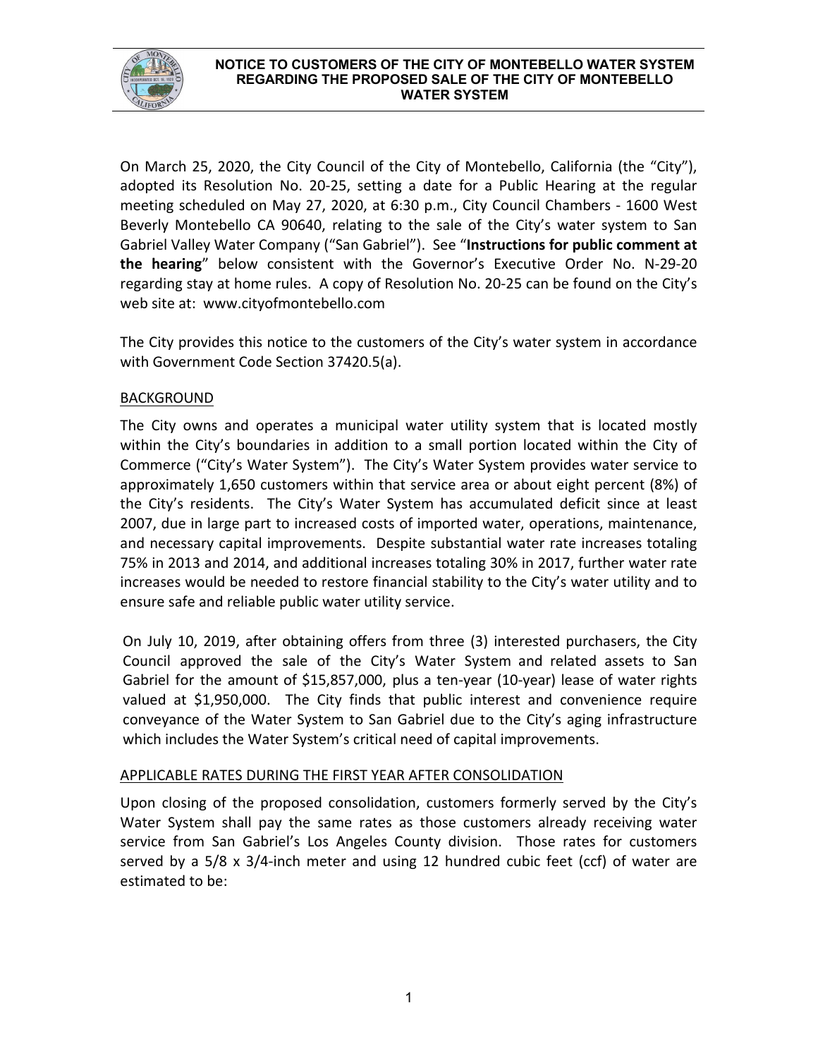# NOTICE TO CUSTOMERS OF THE CITY OF MONTEBELLO WATER SYSTEM REGARDING THE PROPOSED SALE OF THE CITY OF MONTEBELLO WATER SYSTEM

On March 25, 2020, the City Council of the City of Montebello, California (the "City"), adopted its Resolution No. 20-25, setting a date for a Public Hearing at the regular meeting scheduled on May 27, 2020, at 6:30 p.m., City Council Chambers - 1600 West Beverly Montebello CA 90640, relating to the sale of the City's water system to San Gabriel Valley Water Company ("San Gabriel"). See "**Instructions for public comment at the hearing**" below consistent with the Governor's Executive Order No. N-29-20 regarding stay at home rules. A copy of Resolution No. 20-25 can be found on the City's web site at: www.cityofmontebello.com

The City provides this notice to the customers of the City's water system in accordance with Government Code Section 37420.5(a).

## BACKGROUND

The City owns and operates a municipal water utility system that is located mostly within the City's boundaries in addition to a small portion located within the City of Commerce ("City's Water System"). The City's Water System provides water service to approximately 1,650 customers within that service area or about eight percent (8%) of the City's residents. The City's Water System has accumulated deficit since at least 2007, due in large part to increased costs of imported water, operations, maintenance, and necessary capital improvements. Despite substantial water rate increases totaling 75% in 2013 and 2014, and additional increases totaling 30% in 2017, further water rate increases would be needed to restore financial stability to the City's water utility and to ensure safe and reliable public water utility service.

On July 10, 2019, after obtaining offers from three (3) interested purchasers, the City Council approved the sale of the City's Water System and related assets to San Gabriel for the amount of $15,857,000, plus a ten-year (10-year) lease of water rights valued at $1,950,000. The City finds that public interest and convenience require conveyance of the Water System to San Gabriel due to the City's aging infrastructure which includes the Water System's critical need of capital improvements.

## APPLICABLE RATES DURING THE FIRST YEAR AFTER CONSOLIDATION

Upon closing of the proposed consolidation, customers formerly served by the City's Water System shall pay the same rates as those customers already receiving water service from San Gabriel's Los Angeles County division. Those rates for customers served by a 5/8 x 3/4-inch meter and using 12 hundred cubic feet (ccf) of water are estimated to be: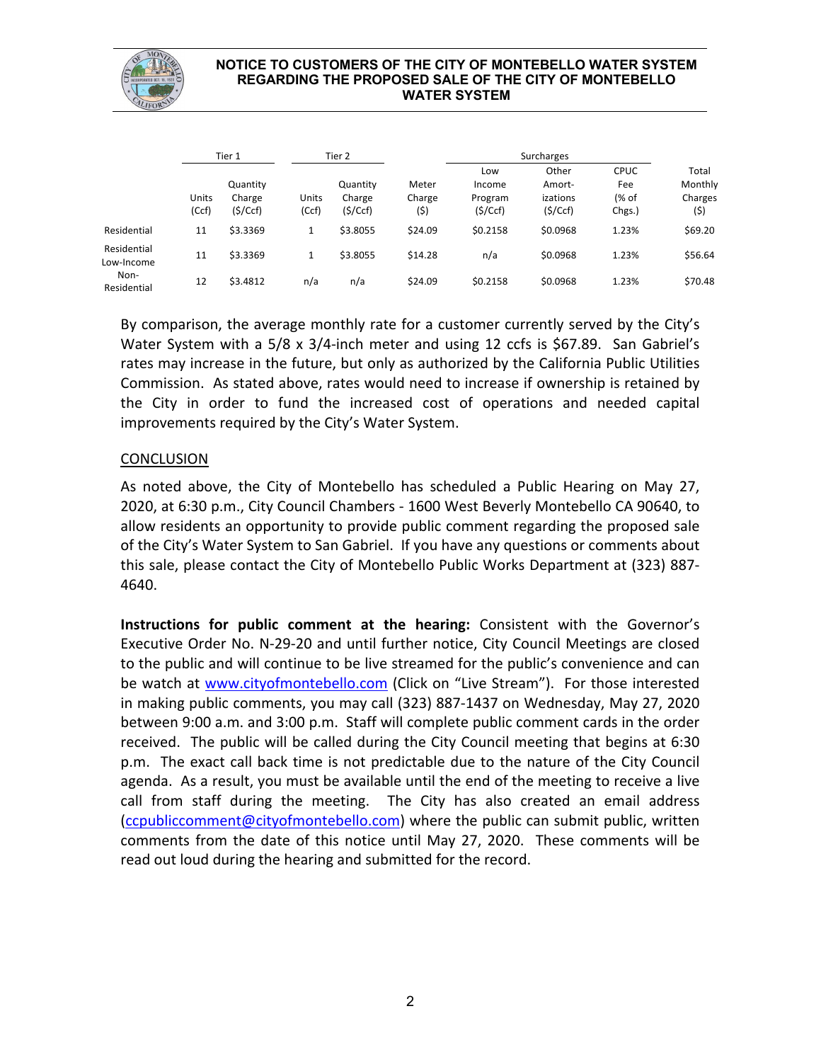| | Tier 1 | | Tier 2 | | | Surcharges | | | |
|---|---|---|---|---|---|---|---|---|---|
| | Units (Ccf) | Quantity Charge ($/Ccf) | Units (Ccf) | Quantity Charge ($/Ccf) | Meter Charge ($) | Low Income Program ($/Ccf) | Other Amort-izations ($/Ccf) | CPUC Fee (% of Chgs.) | Total Monthly Charges ($) |
| Residential | 11 | $3.3369 | 1 | $3.8055 | $24.09 | $0.2158 | $0.0968 | 1.23% | $69.20 |
| Residential Low-Income | 11 | $3.3369 | 1 | $3.8055 | $14.28 | n/a | $0.0968 | 1.23% | $56.64 |
| Non-Residential | 12 | $3.4812 | n/a | n/a | $24.09 | $0.2158 | $0.0968 | 1.23% | $70.48 |

By comparison, the average monthly rate for a customer currently served by the City's Water System with a 5/8 x 3/4-inch meter and using 12 ccfs is $67.89. San Gabriel's rates may increase in the future, but only as authorized by the California Public Utilities Commission. As stated above, rates would need to increase if ownership is retained by the City in order to fund the increased cost of operations and needed capital improvements required by the City's Water System.

## CONCLUSION

As noted above, the City of Montebello has scheduled a Public Hearing on May 27, 2020, at 6:30 p.m., City Council Chambers - 1600 West Beverly Montebello CA 90640, to allow residents an opportunity to provide public comment regarding the proposed sale of the City's Water System to San Gabriel. If you have any questions or comments about this sale, please contact the City of Montebello Public Works Department at (323) 887-4640.

**Instructions for public comment at the hearing:** Consistent with the Governor's Executive Order No. N-29-20 and until further notice, City Council Meetings are closed to the public and will continue to be live streamed for the public's convenience and can be watch at www.cityofmontebello.com (Click on "Live Stream"). For those interested in making public comments, you may call (323) 887-1437 on Wednesday, May 27, 2020 between 9:00 a.m. and 3:00 p.m. Staff will complete public comment cards in the order received. The public will be called during the City Council meeting that begins at 6:30 p.m. The exact call back time is not predictable due to the nature of the City Council agenda. As a result, you must be available until the end of the meeting to receive a live call from staff during the meeting. The City has also created an email address (ccpubliccomment@cityofmontebello.com) where the public can submit public, written comments from the date of this notice until May 27, 2020. These comments will be read out loud during the hearing and submitted for the record.